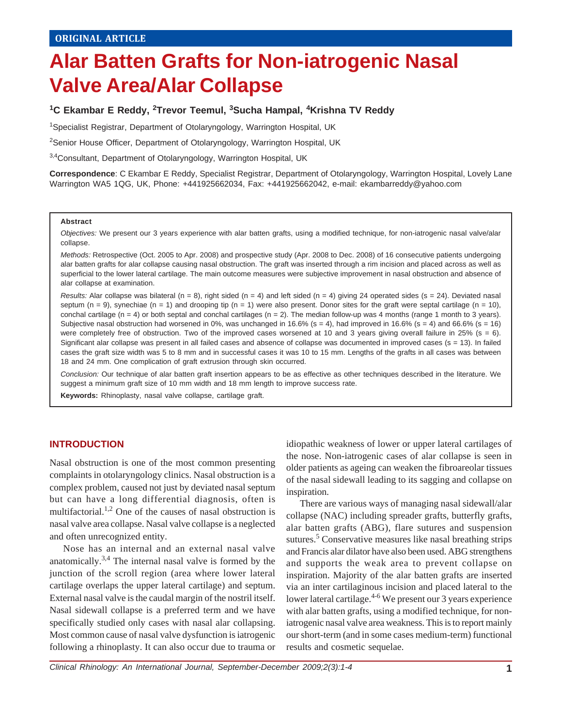ORIGINAL ARTICLE

# Alar Batten Grafts for Non-iatrogenic Nasal Valve Area/Alar Collapse

**[1]C Ekambar E Reddy, [2]Trevor Teemul, [3]Sucha Hampal, [4]Krishna TV Reddy**

[1]Specialist Registrar, Department of Otolaryngology, Warrington Hospital, UK

[2]Senior House Officer, Department of Otolaryngology, Warrington Hospital, UK

[3,4]Consultant, Department of Otolaryngology, Warrington Hospital, UK

**Correspondence**: C Ekambar E Reddy, Specialist Registrar, Department of Otolaryngology, Warrington Hospital, Lovely Lane Warrington WA5 1QG, UK, Phone: +441925662034, Fax: +441925662042, e-mail: ekambarreddy@yahoo.com

### Abstract

*Objectives:* We present our 3 years experience with alar batten grafts, using a modified technique, for non-iatrogenic nasal valve/alar collapse.

*Methods:* Retrospective (Oct. 2005 to Apr. 2008) and prospective study (Apr. 2008 to Dec. 2008) of 16 consecutive patients undergoing alar batten grafts for alar collapse causing nasal obstruction. The graft was inserted through a rim incision and placed across as well as superficial to the lower lateral cartilage. The main outcome measures were subjective improvement in nasal obstruction and absence of alar collapse at examination.

*Results:* Alar collapse was bilateral (n = 8), right sided (n = 4) and left sided (n = 4) giving 24 operated sides (s = 24). Deviated nasal septum (n = 9), synechiae (n = 1) and drooping tip (n = 1) were also present. Donor sites for the graft were septal cartilage (n = 10), conchal cartilage (n = 4) or both septal and conchal cartilages (n = 2). The median follow-up was 4 months (range 1 month to 3 years). Subjective nasal obstruction had worsened in 0%, was unchanged in 16.6% (s = 4), had improved in 16.6% (s = 4) and 66.6% (s = 16) were completely free of obstruction. Two of the improved cases worsened at 10 and 3 years giving overall failure in 25% (s = 6). Significant alar collapse was present in all failed cases and absence of collapse was documented in improved cases (s = 13). In failed cases the graft size width was 5 to 8 mm and in successful cases it was 10 to 15 mm. Lengths of the grafts in all cases was between 18 and 24 mm. One complication of graft extrusion through skin occurred.

*Conclusion:* Our technique of alar batten graft insertion appears to be as effective as other techniques described in the literature. We suggest a minimum graft size of 10 mm width and 18 mm length to improve success rate.

**Keywords:** Rhinoplasty, nasal valve collapse, cartilage graft.

## INTRODUCTION

Nasal obstruction is one of the most common presenting complaints in otolaryngology clinics. Nasal obstruction is a complex problem, caused not just by deviated nasal septum but can have a long differential diagnosis, often is multifactorial.[1,2] One of the causes of nasal obstruction is nasal valve area collapse. Nasal valve collapse is a neglected and often unrecognized entity.

Nose has an internal and an external nasal valve anatomically.[3,4] The internal nasal valve is formed by the junction of the scroll region (area where lower lateral cartilage overlaps the upper lateral cartilage) and septum. External nasal valve is the caudal margin of the nostril itself. Nasal sidewall collapse is a preferred term and we have specifically studied only cases with nasal alar collapsing. Most common cause of nasal valve dysfunction is iatrogenic following a rhinoplasty. It can also occur due to trauma or idiopathic weakness of lower or upper lateral cartilages of the nose. Non-iatrogenic cases of alar collapse is seen in older patients as ageing can weaken the fibroareolar tissues of the nasal sidewall leading to its sagging and collapse on inspiration.

There are various ways of managing nasal sidewall/alar collapse (NAC) including spreader grafts, butterfly grafts, alar batten grafts (ABG), flare sutures and suspension sutures.[5] Conservative measures like nasal breathing strips and Francis alar dilator have also been used. ABG strengthens and supports the weak area to prevent collapse on inspiration. Majority of the alar batten grafts are inserted via an inter cartilaginous incision and placed lateral to the lower lateral cartilage.[4-6] We present our 3 years experience with alar batten grafts, using a modified technique, for non-iatrogenic nasal valve area weakness. This is to report mainly our short-term (and in some cases medium-term) functional results and cosmetic sequelae.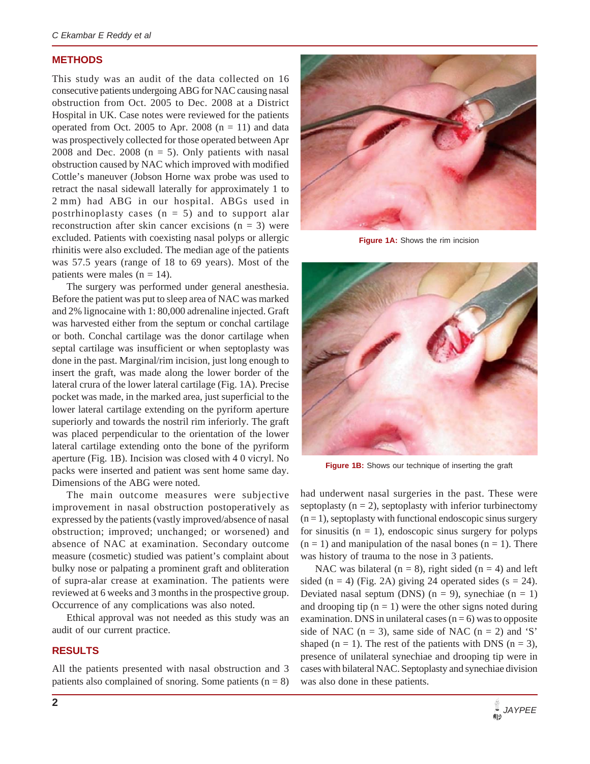## METHODS

This study was an audit of the data collected on 16 consecutive patients undergoing ABG for NAC causing nasal obstruction from Oct. 2005 to Dec. 2008 at a District Hospital in UK. Case notes were reviewed for the patients operated from Oct. 2005 to Apr. 2008 (n = 11) and data was prospectively collected for those operated between Apr 2008 and Dec. 2008 (n = 5). Only patients with nasal obstruction caused by NAC which improved with modified Cottle's maneuver (Jobson Horne wax probe was used to retract the nasal sidewall laterally for approximately 1 to 2 mm) had ABG in our hospital. ABGs used in postrhinoplasty cases (n = 5) and to support alar reconstruction after skin cancer excisions (n = 3) were excluded. Patients with coexisting nasal polyps or allergic rhinitis were also excluded. The median age of the patients was 57.5 years (range of 18 to 69 years). Most of the patients were males (n = 14).

The surgery was performed under general anesthesia. Before the patient was put to sleep area of NAC was marked and 2% lignocaine with 1: 80,000 adrenaline injected. Graft was harvested either from the septum or conchal cartilage or both. Conchal cartilage was the donor cartilage when septal cartilage was insufficient or when septoplasty was done in the past. Marginal/rim incision, just long enough to insert the graft, was made along the lower border of the lateral crura of the lower lateral cartilage (Fig. 1A). Precise pocket was made, in the marked area, just superficial to the lower lateral cartilage extending on the pyriform aperture superiorly and towards the nostril rim inferiorly. The graft was placed perpendicular to the orientation of the lower lateral cartilage extending onto the bone of the pyriform aperture (Fig. 1B). Incision was closed with 4 0 vicryl. No packs were inserted and patient was sent home same day. Dimensions of the ABG were noted.

**Figure 1A:** Shows the rim incision

**Figure 1B:** Shows our technique of inserting the graft

The main outcome measures were subjective improvement in nasal obstruction postoperatively as expressed by the patients (vastly improved/absence of nasal obstruction; improved; unchanged; or worsened) and absence of NAC at examination. Secondary outcome measure (cosmetic) studied was patient's complaint about bulky nose or palpating a prominent graft and obliteration of supra-alar crease at examination. The patients were reviewed at 6 weeks and 3 months in the prospective group. Occurrence of any complications was also noted.

Ethical approval was not needed as this study was an audit of our current practice.

## RESULTS

All the patients presented with nasal obstruction and 3 patients also complained of snoring. Some patients (n = 8) had underwent nasal surgeries in the past. These were septoplasty (n = 2), septoplasty with inferior turbinectomy (n = 1), septoplasty with functional endoscopic sinus surgery for sinusitis (n = 1), endoscopic sinus surgery for polyps (n = 1) and manipulation of the nasal bones (n = 1). There was history of trauma to the nose in 3 patients.

NAC was bilateral (n = 8), right sided (n = 4) and left sided (n = 4) (Fig. 2A) giving 24 operated sides (s = 24). Deviated nasal septum (DNS) (n = 9), synechiae (n = 1) and drooping tip (n = 1) were the other signs noted during examination. DNS in unilateral cases (n = 6) was to opposite side of NAC (n = 3), same side of NAC (n = 2) and 'S' shaped (n = 1). The rest of the patients with DNS (n = 3), presence of unilateral synechiae and drooping tip were in cases with bilateral NAC. Septoplasty and synechiae division was also done in these patients.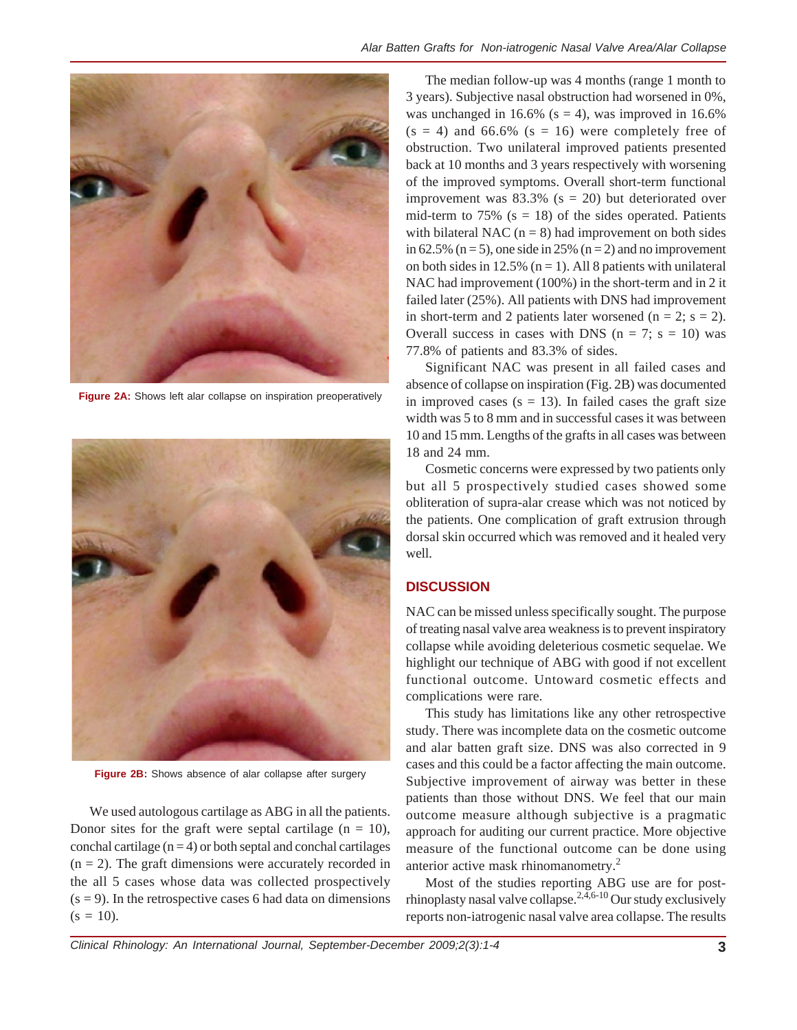Figure 2A: Shows left alar collapse on inspiration preoperatively

Figure 2B: Shows absence of alar collapse after surgery

We used autologous cartilage as ABG in all the patients. Donor sites for the graft were septal cartilage (n = 10), conchal cartilage (n = 4) or both septal and conchal cartilages (n = 2). The graft dimensions were accurately recorded in the all 5 cases whose data was collected prospectively (s = 9). In the retrospective cases 6 had data on dimensions (s = 10).

The median follow-up was 4 months (range 1 month to 3 years). Subjective nasal obstruction had worsened in 0%, was unchanged in 16.6% (s = 4), was improved in 16.6% (s = 4) and 66.6% (s = 16) were completely free of obstruction. Two unilateral improved patients presented back at 10 months and 3 years respectively with worsening of the improved symptoms. Overall short-term functional improvement was 83.3% (s = 20) but deteriorated over mid-term to 75% (s = 18) of the sides operated. Patients with bilateral NAC (n = 8) had improvement on both sides in 62.5% (n = 5), one side in 25% (n = 2) and no improvement on both sides in 12.5% (n = 1). All 8 patients with unilateral NAC had improvement (100%) in the short-term and in 2 it failed later (25%). All patients with DNS had improvement in short-term and 2 patients later worsened (n = 2; s = 2). Overall success in cases with DNS (n = 7; s = 10) was 77.8% of patients and 83.3% of sides.

Significant NAC was present in all failed cases and absence of collapse on inspiration (Fig. 2B) was documented in improved cases (s = 13). In failed cases the graft size width was 5 to 8 mm and in successful cases it was between 10 and 15 mm. Lengths of the grafts in all cases was between 18 and 24 mm.

Cosmetic concerns were expressed by two patients only but all 5 prospectively studied cases showed some obliteration of supra-alar crease which was not noticed by the patients. One complication of graft extrusion through dorsal skin occurred which was removed and it healed very well.

## DISCUSSION

NAC can be missed unless specifically sought. The purpose of treating nasal valve area weakness is to prevent inspiratory collapse while avoiding deleterious cosmetic sequelae. We highlight our technique of ABG with good if not excellent functional outcome. Untoward cosmetic effects and complications were rare.

This study has limitations like any other retrospective study. There was incomplete data on the cosmetic outcome and alar batten graft size. DNS was also corrected in 9 cases and this could be a factor affecting the main outcome. Subjective improvement of airway was better in these patients than those without DNS. We feel that our main outcome measure although subjective is a pragmatic approach for auditing our current practice. More objective measure of the functional outcome can be done using anterior active mask rhinomanometry.[2]

Most of the studies reporting ABG use are for post-rhinoplasty nasal valve collapse.[2,4,6-10] Our study exclusively reports non-iatrogenic nasal valve area collapse. The results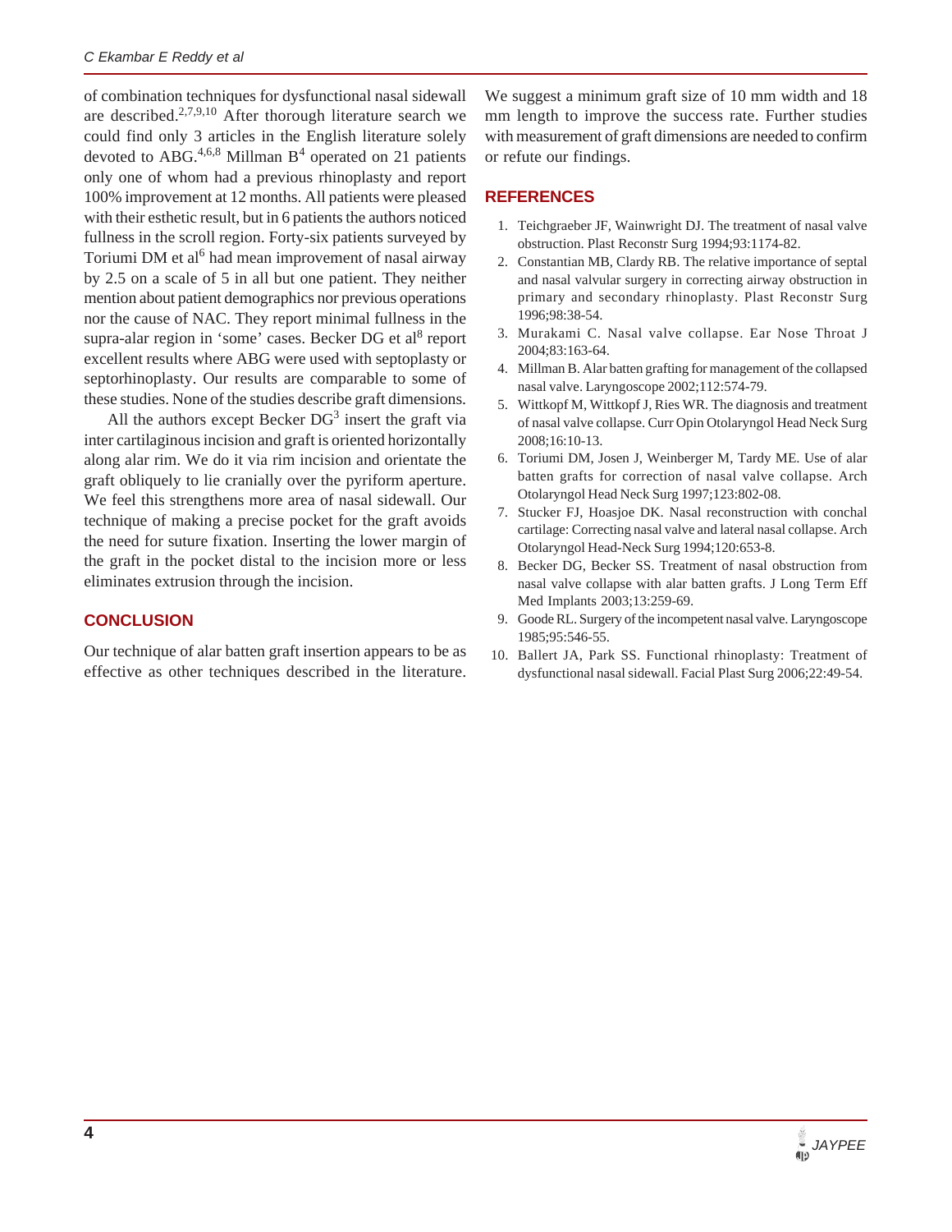of combination techniques for dysfunctional nasal sidewall are described.[2,7,9,10] After thorough literature search we could find only 3 articles in the English literature solely devoted to ABG.[4,6,8] Millman B[4] operated on 21 patients only one of whom had a previous rhinoplasty and report 100% improvement at 12 months. All patients were pleased with their esthetic result, but in 6 patients the authors noticed fullness in the scroll region. Forty-six patients surveyed by Toriumi DM et al[6] had mean improvement of nasal airway by 2.5 on a scale of 5 in all but one patient. They neither mention about patient demographics nor previous operations nor the cause of NAC. They report minimal fullness in the supra-alar region in 'some' cases. Becker DG et al[8] report excellent results where ABG were used with septoplasty or septorhinoplasty. Our results are comparable to some of these studies. None of the studies describe graft dimensions.

All the authors except Becker DG[3] insert the graft via inter cartilaginous incision and graft is oriented horizontally along alar rim. We do it via rim incision and orientate the graft obliquely to lie cranially over the pyriform aperture. We feel this strengthens more area of nasal sidewall. Our technique of making a precise pocket for the graft avoids the need for suture fixation. Inserting the lower margin of the graft in the pocket distal to the incision more or less eliminates extrusion through the incision.

## CONCLUSION

Our technique of alar batten graft insertion appears to be as effective as other techniques described in the literature. We suggest a minimum graft size of 10 mm width and 18 mm length to improve the success rate. Further studies with measurement of graft dimensions are needed to confirm or refute our findings.

## REFERENCES

1. Teichgraeber JF, Wainwright DJ. The treatment of nasal valve obstruction. Plast Reconstr Surg 1994;93:1174-82.
2. Constantian MB, Clardy RB. The relative importance of septal and nasal valvular surgery in correcting airway obstruction in primary and secondary rhinoplasty. Plast Reconstr Surg 1996;98:38-54.
3. Murakami C. Nasal valve collapse. Ear Nose Throat J 2004;83:163-64.
4. Millman B. Alar batten grafting for management of the collapsed nasal valve. Laryngoscope 2002;112:574-79.
5. Wittkopf M, Wittkopf J, Ries WR. The diagnosis and treatment of nasal valve collapse. Curr Opin Otolaryngol Head Neck Surg 2008;16:10-13.
6. Toriumi DM, Josen J, Weinberger M, Tardy ME. Use of alar batten grafts for correction of nasal valve collapse. Arch Otolaryngol Head Neck Surg 1997;123:802-08.
7. Stucker FJ, Hoasjoe DK. Nasal reconstruction with conchal cartilage: Correcting nasal valve and lateral nasal collapse. Arch Otolaryngol Head-Neck Surg 1994;120:653-8.
8. Becker DG, Becker SS. Treatment of nasal obstruction from nasal valve collapse with alar batten grafts. J Long Term Eff Med Implants 2003;13:259-69.
9. Goode RL. Surgery of the incompetent nasal valve. Laryngoscope 1985;95:546-55.
10. Ballert JA, Park SS. Functional rhinoplasty: Treatment of dysfunctional nasal sidewall. Facial Plast Surg 2006;22:49-54.